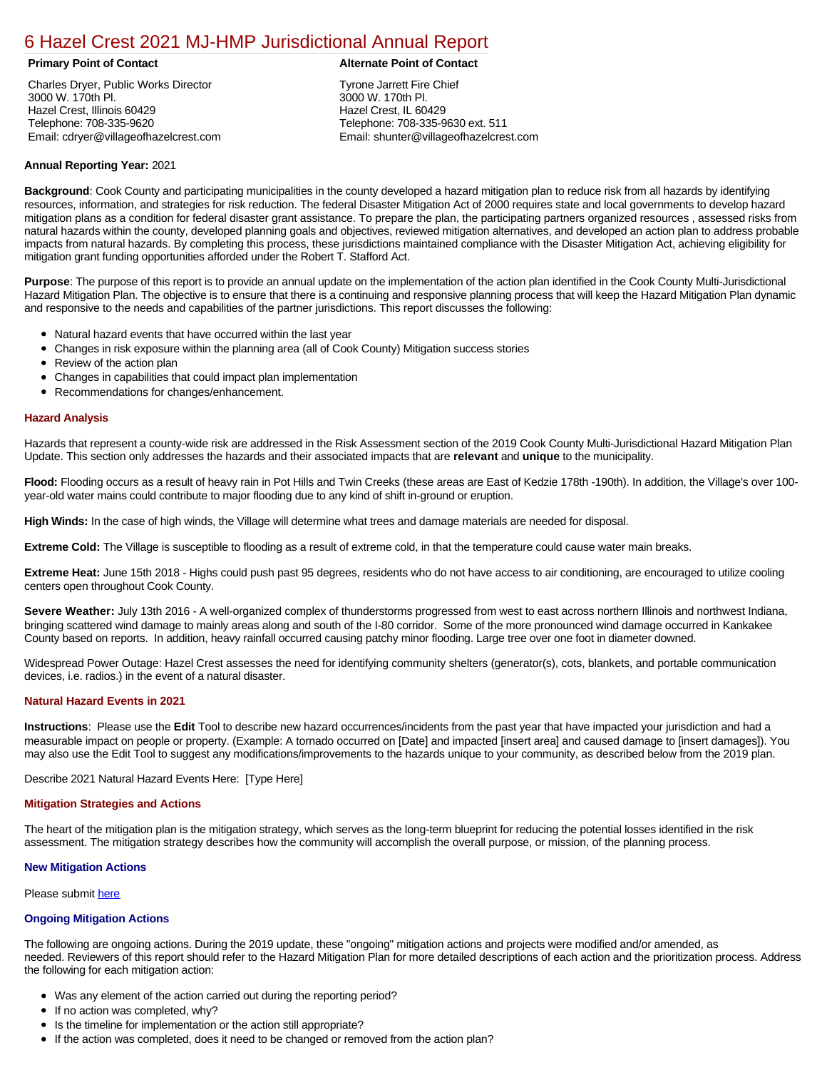# 6 Hazel Crest 2021 MJ-HMP Jurisdictional Annual Report

**Primary Point of Contact**

Charles Dryer, Public Works Director
3000 W. 170th Pl.
Hazel Crest, Illinois 60429
Telephone: 708-335-9620
Email: cdryer@villageofhazelcrest.com

**Alternate Point of Contact**

Tyrone Jarrett Fire Chief
3000 W. 170th Pl.
Hazel Crest, IL 60429
Telephone: 708-335-9630 ext. 511
Email: shunter@villageofhazelcrest.com

**Annual Reporting Year:** 2021

**Background**: Cook County and participating municipalities in the county developed a hazard mitigation plan to reduce risk from all hazards by identifying resources, information, and strategies for risk reduction. The federal Disaster Mitigation Act of 2000 requires state and local governments to develop hazard mitigation plans as a condition for federal disaster grant assistance. To prepare the plan, the participating partners organized resources , assessed risks from natural hazards within the county, developed planning goals and objectives, reviewed mitigation alternatives, and developed an action plan to address probable impacts from natural hazards. By completing this process, these jurisdictions maintained compliance with the Disaster Mitigation Act, achieving eligibility for mitigation grant funding opportunities afforded under the Robert T. Stafford Act.

**Purpose**: The purpose of this report is to provide an annual update on the implementation of the action plan identified in the Cook County Multi-Jurisdictional Hazard Mitigation Plan. The objective is to ensure that there is a continuing and responsive planning process that will keep the Hazard Mitigation Plan dynamic and responsive to the needs and capabilities of the partner jurisdictions. This report discusses the following:

- Natural hazard events that have occurred within the last year
- Changes in risk exposure within the planning area (all of Cook County) Mitigation success stories
- Review of the action plan
- Changes in capabilities that could impact plan implementation
- Recommendations for changes/enhancement.

### Hazard Analysis

Hazards that represent a county-wide risk are addressed in the Risk Assessment section of the 2019 Cook County Multi-Jurisdictional Hazard Mitigation Plan Update. This section only addresses the hazards and their associated impacts that are **relevant** and **unique** to the municipality.

**Flood:** Flooding occurs as a result of heavy rain in Pot Hills and Twin Creeks (these areas are East of Kedzie 178th -190th). In addition, the Village's over 100-year-old water mains could contribute to major flooding due to any kind of shift in-ground or eruption.

**High Winds:** In the case of high winds, the Village will determine what trees and damage materials are needed for disposal.

**Extreme Cold:** The Village is susceptible to flooding as a result of extreme cold, in that the temperature could cause water main breaks.

**Extreme Heat:** June 15th 2018 - Highs could push past 95 degrees, residents who do not have access to air conditioning, are encouraged to utilize cooling centers open throughout Cook County.

**Severe Weather:** July 13th 2016 - A well-organized complex of thunderstorms progressed from west to east across northern Illinois and northwest Indiana, bringing scattered wind damage to mainly areas along and south of the I-80 corridor. Some of the more pronounced wind damage occurred in Kankakee County based on reports. In addition, heavy rainfall occurred causing patchy minor flooding. Large tree over one foot in diameter downed.

Widespread Power Outage: Hazel Crest assesses the need for identifying community shelters (generator(s), cots, blankets, and portable communication devices, i.e. radios.) in the event of a natural disaster.

### Natural Hazard Events in 2021

**Instructions**: Please use the **Edit** Tool to describe new hazard occurrences/incidents from the past year that have impacted your jurisdiction and had a measurable impact on people or property. (Example: A tornado occurred on [Date] and impacted [insert area] and caused damage to [insert damages]). You may also use the Edit Tool to suggest any modifications/improvements to the hazards unique to your community, as described below from the 2019 plan.

Describe 2021 Natural Hazard Events Here: [Type Here]

### Mitigation Strategies and Actions

The heart of the mitigation plan is the mitigation strategy, which serves as the long-term blueprint for reducing the potential losses identified in the risk assessment. The mitigation strategy describes how the community will accomplish the overall purpose, or mission, of the planning process.

#### New Mitigation Actions

Please submit here

#### Ongoing Mitigation Actions

The following are ongoing actions. During the 2019 update, these "ongoing" mitigation actions and projects were modified and/or amended, as needed. Reviewers of this report should refer to the Hazard Mitigation Plan for more detailed descriptions of each action and the prioritization process. Address the following for each mitigation action:

- Was any element of the action carried out during the reporting period?
- If no action was completed, why?
- Is the timeline for implementation or the action still appropriate?
- If the action was completed, does it need to be changed or removed from the action plan?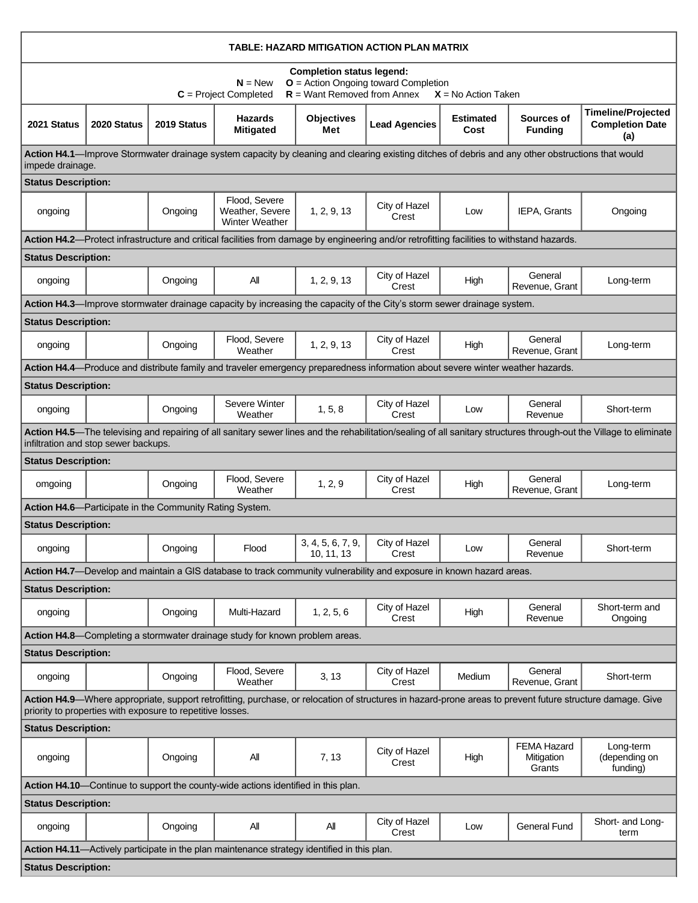| TABLE: HAZARD MITIGATION ACTION PLAN MATRIX | | | | | | | | |
|---|---|---|---|---|---|---|---|---|
| **Completion status legend:** **N** = New **O** = Action Ongoing toward Completion **C** = Project Completed **R** = Want Removed from Annex **X** = No Action Taken | | | | | | | | |
| **2021 Status** | **2020 Status** | **2019 Status** | **Hazards Mitigated** | **Objectives Met** | **Lead Agencies** | **Estimated Cost** | **Sources of Funding** | **Timeline/Projected Completion Date (a)** |
| **Action H4.1**—Improve Stormwater drainage system capacity by cleaning and clearing existing ditches of debris and any other obstructions that would impede drainage. | | | | | | | | |
| **Status Description:** | | | | | | | | |
| ongoing | | Ongoing | Flood, Severe Weather, Severe Winter Weather | 1, 2, 9, 13 | City of Hazel Crest | Low | IEPA, Grants | Ongoing |
| **Action H4.2**—Protect infrastructure and critical facilities from damage by engineering and/or retrofitting facilities to withstand hazards. | | | | | | | | |
| **Status Description:** | | | | | | | | |
| ongoing | | Ongoing | All | 1, 2, 9, 13 | City of Hazel Crest | High | General Revenue, Grant | Long-term |
| **Action H4.3**—Improve stormwater drainage capacity by increasing the capacity of the City's storm sewer drainage system. | | | | | | | | |
| **Status Description:** | | | | | | | | |
| ongoing | | Ongoing | Flood, Severe Weather | 1, 2, 9, 13 | City of Hazel Crest | High | General Revenue, Grant | Long-term |
| **Action H4.4**—Produce and distribute family and traveler emergency preparedness information about severe winter weather hazards. | | | | | | | | |
| **Status Description:** | | | | | | | | |
| ongoing | | Ongoing | Severe Winter Weather | 1, 5, 8 | City of Hazel Crest | Low | General Revenue | Short-term |
| **Action H4.5**—The televising and repairing of all sanitary sewer lines and the rehabilitation/sealing of all sanitary structures through-out the Village to eliminate infiltration and stop sewer backups. | | | | | | | | |
| **Status Description:** | | | | | | | | |
| omgoing | | Ongoing | Flood, Severe Weather | 1, 2, 9 | City of Hazel Crest | High | General Revenue, Grant | Long-term |
| **Action H4.6**—Participate in the Community Rating System. | | | | | | | | |
| **Status Description:** | | | | | | | | |
| ongoing | | Ongoing | Flood | 3, 4, 5, 6, 7, 9, 10, 11, 13 | City of Hazel Crest | Low | General Revenue | Short-term |
| **Action H4.7**—Develop and maintain a GIS database to track community vulnerability and exposure in known hazard areas. | | | | | | | | |
| **Status Description:** | | | | | | | | |
| ongoing | | Ongoing | Multi-Hazard | 1, 2, 5, 6 | City of Hazel Crest | High | General Revenue | Short-term and Ongoing |
| **Action H4.8**—Completing a stormwater drainage study for known problem areas. | | | | | | | | |
| **Status Description:** | | | | | | | | |
| ongoing | | Ongoing | Flood, Severe Weather | 3, 13 | City of Hazel Crest | Medium | General Revenue, Grant | Short-term |
| **Action H4.9**—Where appropriate, support retrofitting, purchase, or relocation of structures in hazard-prone areas to prevent future structure damage. Give priority to properties with exposure to repetitive losses. | | | | | | | | |
| **Status Description:** | | | | | | | | |
| ongoing | | Ongoing | All | 7, 13 | City of Hazel Crest | High | FEMA Hazard Mitigation Grants | Long-term (depending on funding) |
| **Action H4.10**—Continue to support the county-wide actions identified in this plan. | | | | | | | | |
| **Status Description:** | | | | | | | | |
| ongoing | | Ongoing | All | All | City of Hazel Crest | Low | General Fund | Short- and Long-term |
| **Action H4.11**—Actively participate in the plan maintenance strategy identified in this plan. | | | | | | | | |
| **Status Description:** | | | | | | | | |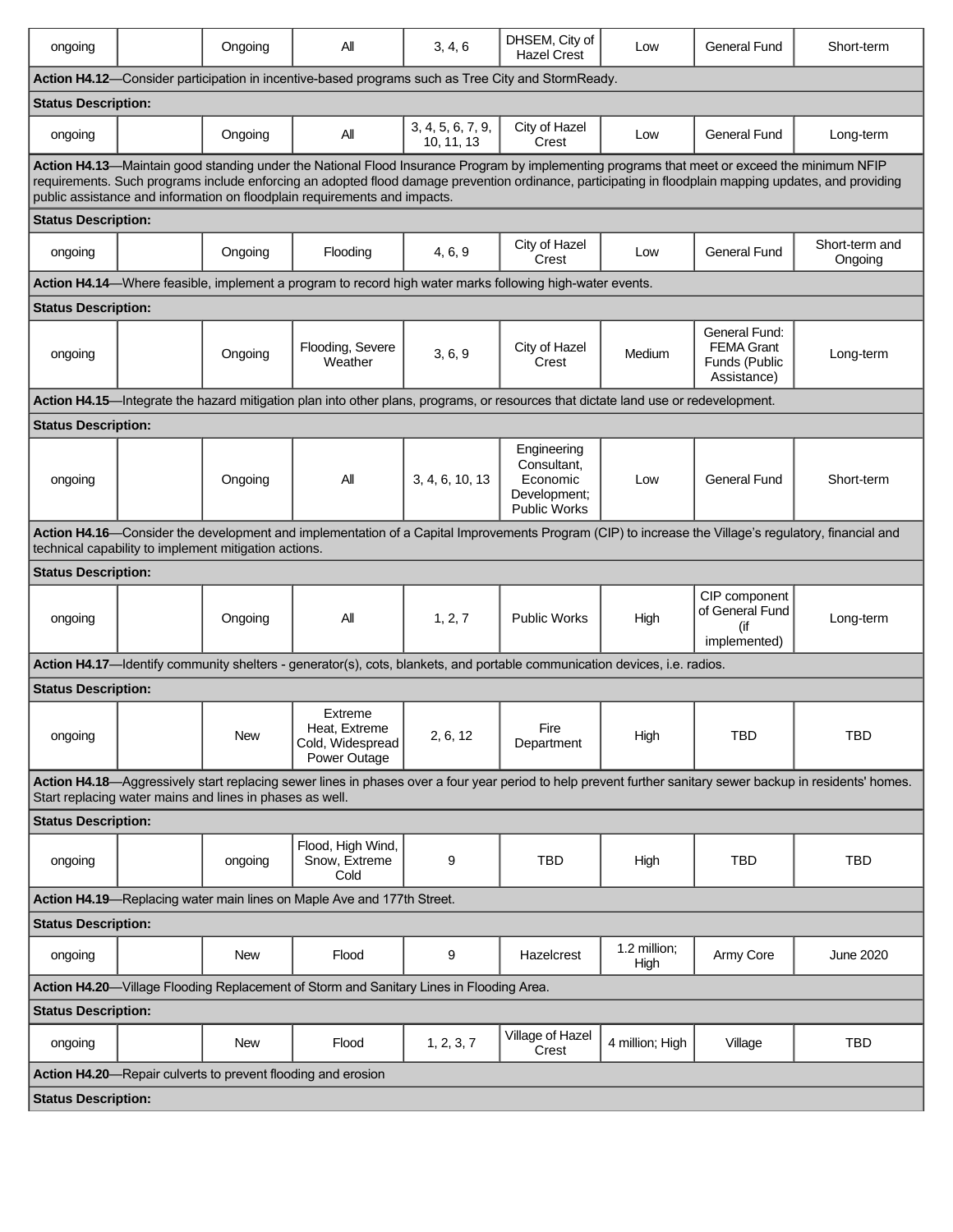| ongoing | | Ongoing | All | 3, 4, 6 | DHSEM, City of Hazel Crest | Low | General Fund | Short-term |
|---|---|---|---|---|---|---|---|---|
| **Action H4.12**—Consider participation in incentive-based programs such as Tree City and StormReady. | | | | | | | | |
| **Status Description:** | | | | | | | | |
| ongoing | | Ongoing | All | 3, 4, 5, 6, 7, 9, 10, 11, 13 | City of Hazel Crest | Low | General Fund | Long-term |
| **Action H4.13**—Maintain good standing under the National Flood Insurance Program by implementing programs that meet or exceed the minimum NFIP requirements. Such programs include enforcing an adopted flood damage prevention ordinance, participating in floodplain mapping updates, and providing public assistance and information on floodplain requirements and impacts. | | | | | | | | |
| **Status Description:** | | | | | | | | |
| ongoing | | Ongoing | Flooding | 4, 6, 9 | City of Hazel Crest | Low | General Fund | Short-term and Ongoing |
| **Action H4.14**—Where feasible, implement a program to record high water marks following high-water events. | | | | | | | | |
| **Status Description:** | | | | | | | | |
| ongoing | | Ongoing | Flooding, Severe Weather | 3, 6, 9 | City of Hazel Crest | Medium | General Fund: FEMA Grant Funds (Public Assistance) | Long-term |
| **Action H4.15**—Integrate the hazard mitigation plan into other plans, programs, or resources that dictate land use or redevelopment. | | | | | | | | |
| **Status Description:** | | | | | | | | |
| ongoing | | Ongoing | All | 3, 4, 6, 10, 13 | Engineering Consultant, Economic Development; Public Works | Low | General Fund | Short-term |
| **Action H4.16**—Consider the development and implementation of a Capital Improvements Program (CIP) to increase the Village's regulatory, financial and technical capability to implement mitigation actions. | | | | | | | | |
| **Status Description:** | | | | | | | | |
| ongoing | | Ongoing | All | 1, 2, 7 | Public Works | High | CIP component of General Fund (if implemented) | Long-term |
| **Action H4.17**—Identify community shelters - generator(s), cots, blankets, and portable communication devices, i.e. radios. | | | | | | | | |
| **Status Description:** | | | | | | | | |
| ongoing | | New | Extreme Heat, Extreme Cold, Widespread Power Outage | 2, 6, 12 | Fire Department | High | TBD | TBD |
| **Action H4.18**—Aggressively start replacing sewer lines in phases over a four year period to help prevent further sanitary sewer backup in residents' homes. Start replacing water mains and lines in phases as well. | | | | | | | | |
| **Status Description:** | | | | | | | | |
| ongoing | | ongoing | Flood, High Wind, Snow, Extreme Cold | 9 | TBD | High | TBD | TBD |
| **Action H4.19**—Replacing water main lines on Maple Ave and 177th Street. | | | | | | | | |
| **Status Description:** | | | | | | | | |
| ongoing | | New | Flood | 9 | Hazelcrest | 1.2 million; High | Army Core | June 2020 |
| **Action H4.20**—Village Flooding Replacement of Storm and Sanitary Lines in Flooding Area. | | | | | | | | |
| **Status Description:** | | | | | | | | |
| ongoing | | New | Flood | 1, 2, 3, 7 | Village of Hazel Crest | 4 million; High | Village | TBD |
| **Action H4.20**—Repair culverts to prevent flooding and erosion | | | | | | | | |
| **Status Description:** | | | | | | | | |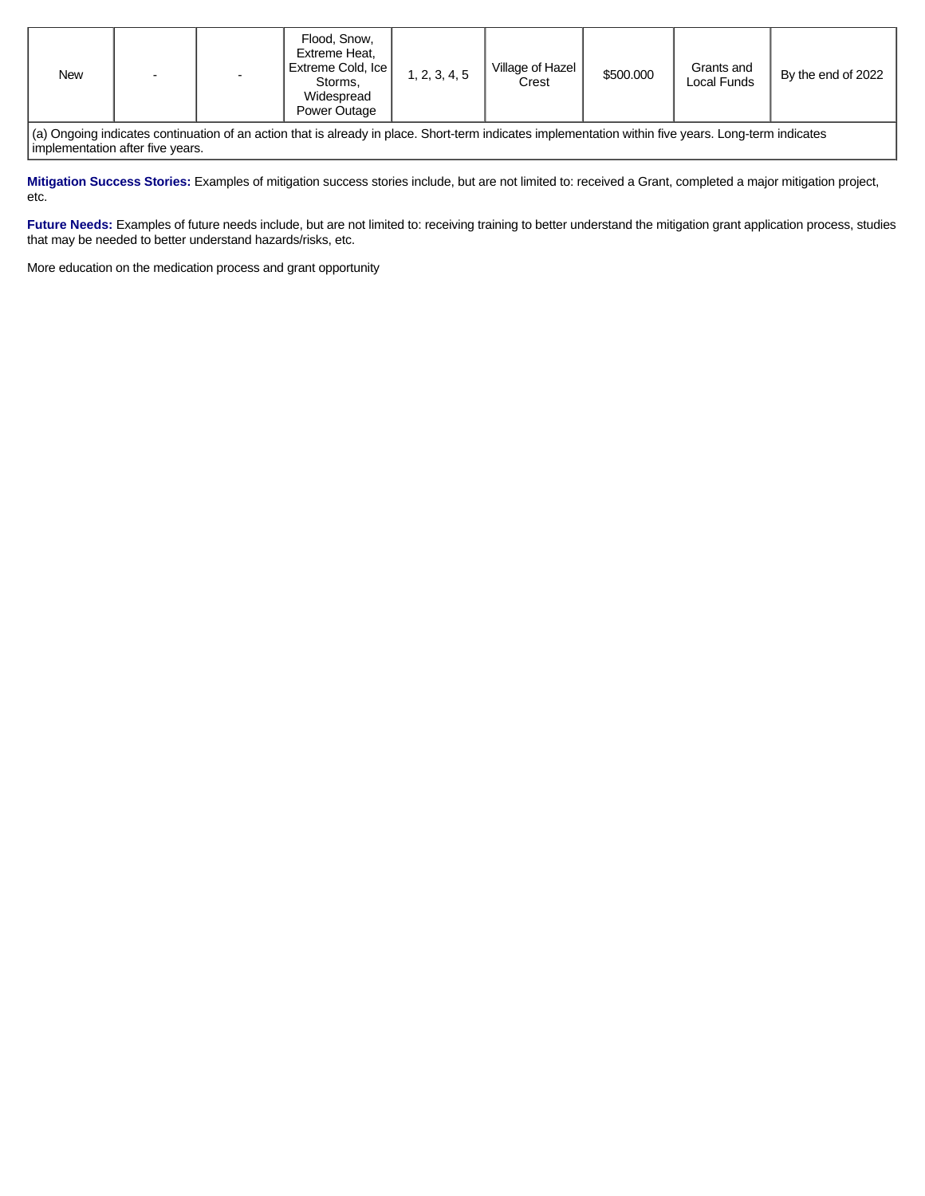| New | - | - | Flood, Snow, Extreme Heat, Extreme Cold, Ice Storms, Widespread Power Outage | 1, 2, 3, 4, 5 | Village of Hazel Crest | $500.000 | Grants and Local Funds | By the end of 2022 |
|---|---|---|---|---|---|---|---|---|
| (a) Ongoing indicates continuation of an action that is already in place. Short-term indicates implementation within five years. Long-term indicates implementation after five years. | | | | | | | | |

**Mitigation Success Stories:** Examples of mitigation success stories include, but are not limited to: received a Grant, completed a major mitigation project, etc.

**Future Needs:** Examples of future needs include, but are not limited to: receiving training to better understand the mitigation grant application process, studies that may be needed to better understand hazards/risks, etc.

More education on the medication process and grant opportunity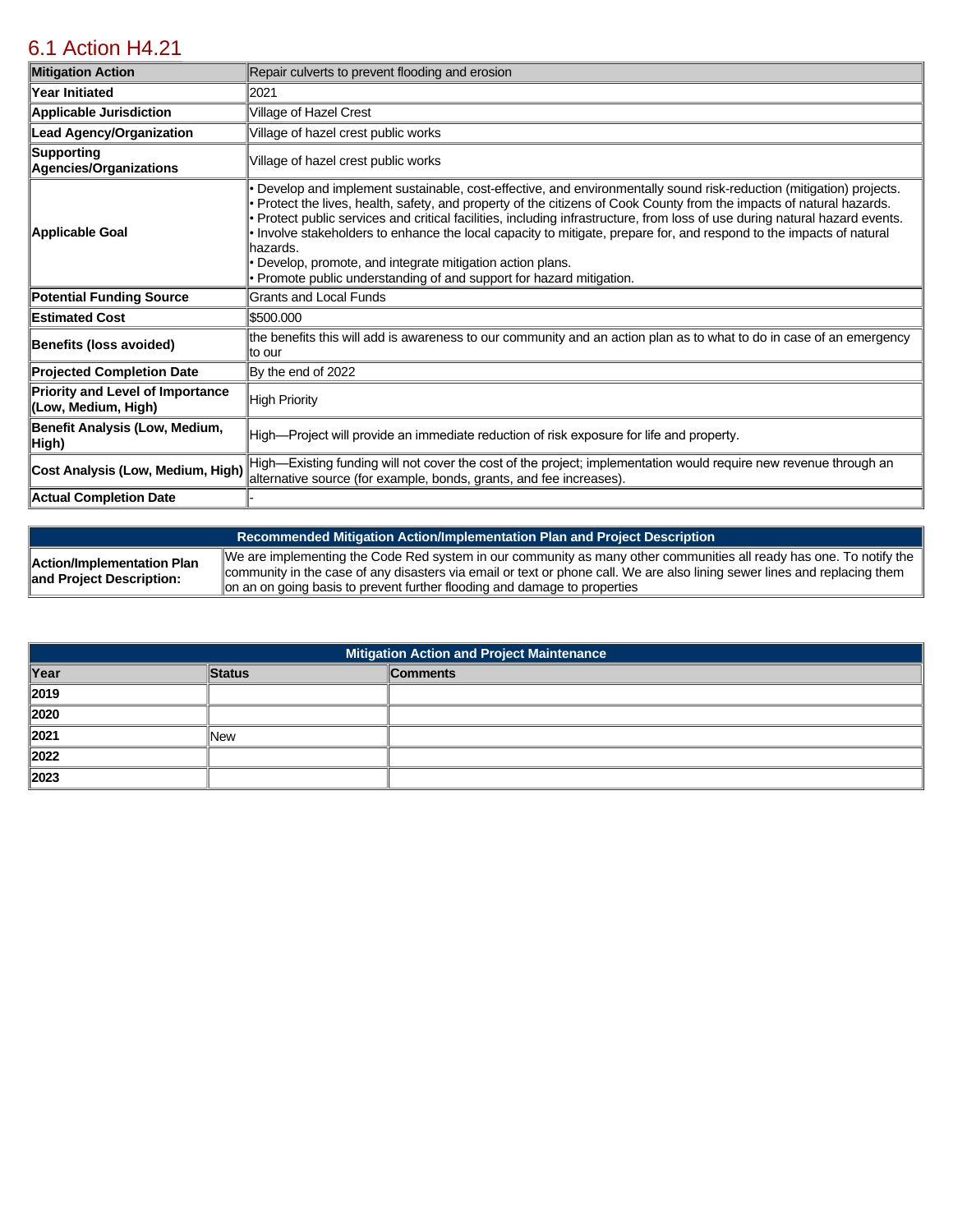## 6.1 Action H4.21

| Mitigation Action | Repair culverts to prevent flooding and erosion |
|---|---|
| Year Initiated | 2021 |
| Applicable Jurisdiction | Village of Hazel Crest |
| Lead Agency/Organization | Village of hazel crest public works |
| Supporting Agencies/Organizations | Village of hazel crest public works |
| Applicable Goal | • Develop and implement sustainable, cost-effective, and environmentally sound risk-reduction (mitigation) projects.<br>• Protect the lives, health, safety, and property of the citizens of Cook County from the impacts of natural hazards.<br>• Protect public services and critical facilities, including infrastructure, from loss of use during natural hazard events.<br>• Involve stakeholders to enhance the local capacity to mitigate, prepare for, and respond to the impacts of natural hazards.<br>• Develop, promote, and integrate mitigation action plans.<br>• Promote public understanding of and support for hazard mitigation. |
| Potential Funding Source | Grants and Local Funds |
| Estimated Cost | $500.000 |
| Benefits (loss avoided) | the benefits this will add is awareness to our community and an action plan as to what to do in case of an emergency to our |
| Projected Completion Date | By the end of 2022 |
| Priority and Level of Importance (Low, Medium, High) | High Priority |
| Benefit Analysis (Low, Medium, High) | High—Project will provide an immediate reduction of risk exposure for life and property. |
| Cost Analysis (Low, Medium, High) | High—Existing funding will not cover the cost of the project; implementation would require new revenue through an alternative source (for example, bonds, grants, and fee increases). |
| Actual Completion Date | - |

| Recommended Mitigation Action/Implementation Plan and Project Description | |
|---|---|
| Action/Implementation Plan and Project Description: | We are implementing the Code Red system in our community as many other communities all ready has one. To notify the community in the case of any disasters via email or text or phone call. We are also lining sewer lines and replacing them on an on going basis to prevent further flooding and damage to properties |

| Mitigation Action and Project Maintenance | | |
|---|---|---|
| Year | Status | Comments |
| 2019 | | |
| 2020 | | |
| 2021 | New | |
| 2022 | | |
| 2023 | | |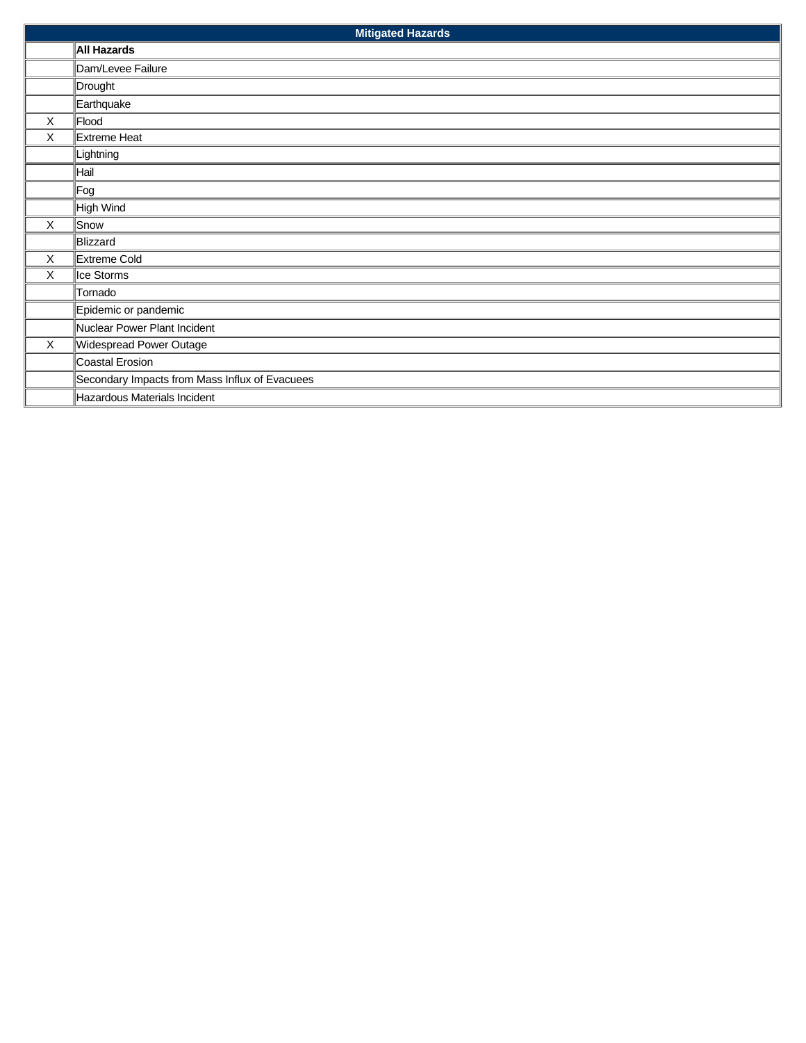| Mitigated Hazards | |
|---|---|
| | **All Hazards** |
| | Dam/Levee Failure |
| | Drought |
| | Earthquake |
| X | Flood |
| X | Extreme Heat |
| | Lightning |
| | Hail |
| | Fog |
| | High Wind |
| X | Snow |
| | Blizzard |
| X | Extreme Cold |
| X | Ice Storms |
| | Tornado |
| | Epidemic or pandemic |
| | Nuclear Power Plant Incident |
| X | Widespread Power Outage |
| | Coastal Erosion |
| | Secondary Impacts from Mass Influx of Evacuees |
| | Hazardous Materials Incident |